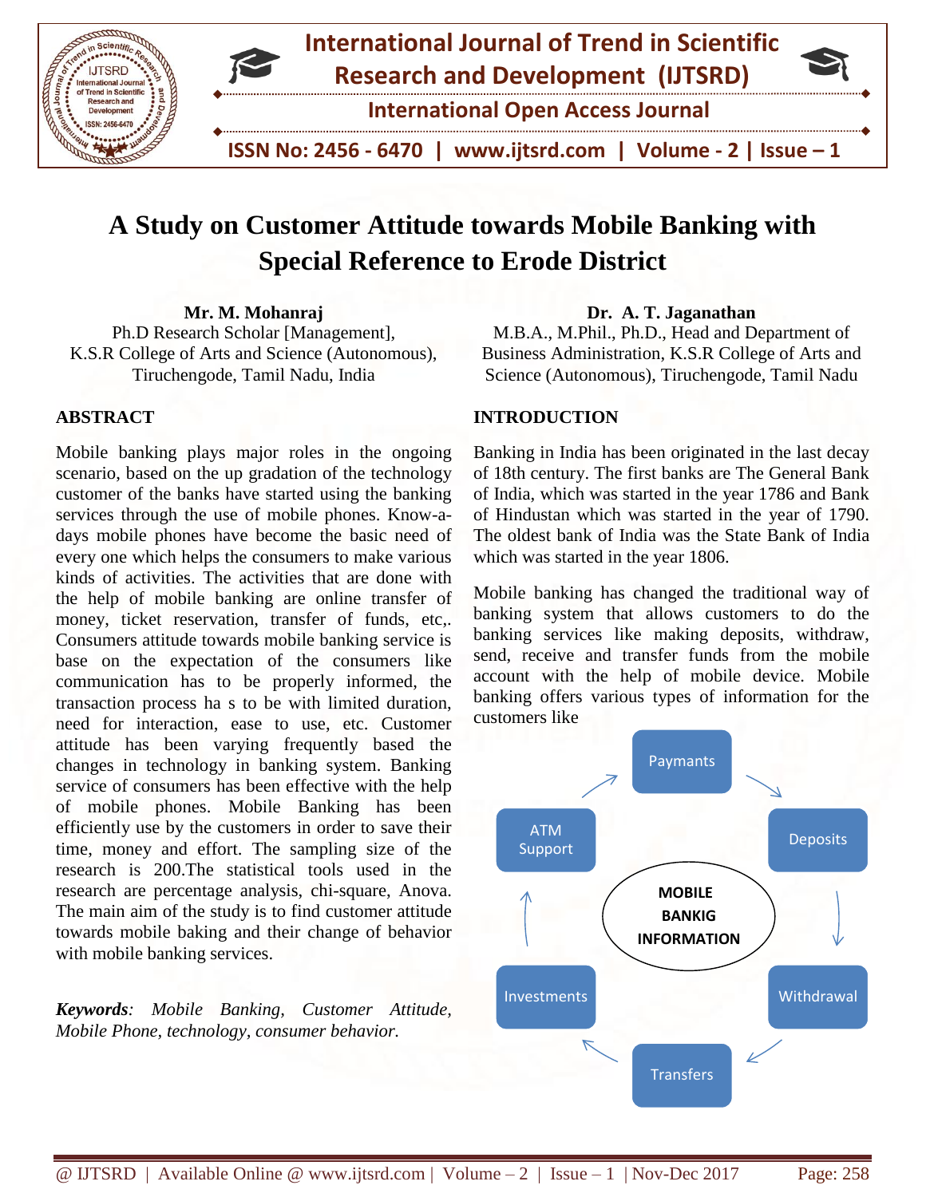# A Study on Customer Attitude towards Mobile Banking with Special Reference to Erode District

**Mr. M. Mohanraj**
Ph.D Research Scholar [Management],
K.S.R College of Arts and Science (Autonomous),
Tiruchengode, Tamil Nadu, India

**Dr. A. T. Jaganathan**
M.B.A., M.Phil., Ph.D., Head and Department of Business Administration, K.S.R College of Arts and Science (Autonomous), Tiruchengode, Tamil Nadu

## ABSTRACT

Mobile banking plays major roles in the ongoing scenario, based on the up gradation of the technology customer of the banks have started using the banking services through the use of mobile phones. Know-a-days mobile phones have become the basic need of every one which helps the consumers to make various kinds of activities. The activities that are done with the help of mobile banking are online transfer of money, ticket reservation, transfer of funds, etc,. Consumers attitude towards mobile banking service is base on the expectation of the consumers like communication has to be properly informed, the transaction process ha s to be with limited duration, need for interaction, ease to use, etc. Customer attitude has been varying frequently based the changes in technology in banking system. Banking service of consumers has been effective with the help of mobile phones. Mobile Banking has been efficiently use by the customers in order to save their time, money and effort. The sampling size of the research is 200.The statistical tools used in the research are percentage analysis, chi-square, Anova. The main aim of the study is to find customer attitude towards mobile baking and their change of behavior with mobile banking services.

***Keywords**: Mobile Banking, Customer Attitude, Mobile Phone, technology, consumer behavior.*

## INTRODUCTION

Banking in India has been originated in the last decay of 18th century. The first banks are The General Bank of India, which was started in the year 1786 and Bank of Hindustan which was started in the year of 1790. The oldest bank of India was the State Bank of India which was started in the year 1806.

Mobile banking has changed the traditional way of banking system that allows customers to do the banking services like making deposits, withdraw, send, receive and transfer funds from the mobile account with the help of mobile device. Mobile banking offers various types of information for the customers like

**MOBILE BANKIG INFORMATION**

- Paymants
- Deposits
- Withdrawal
- Transfers
- Investments
- ATM Support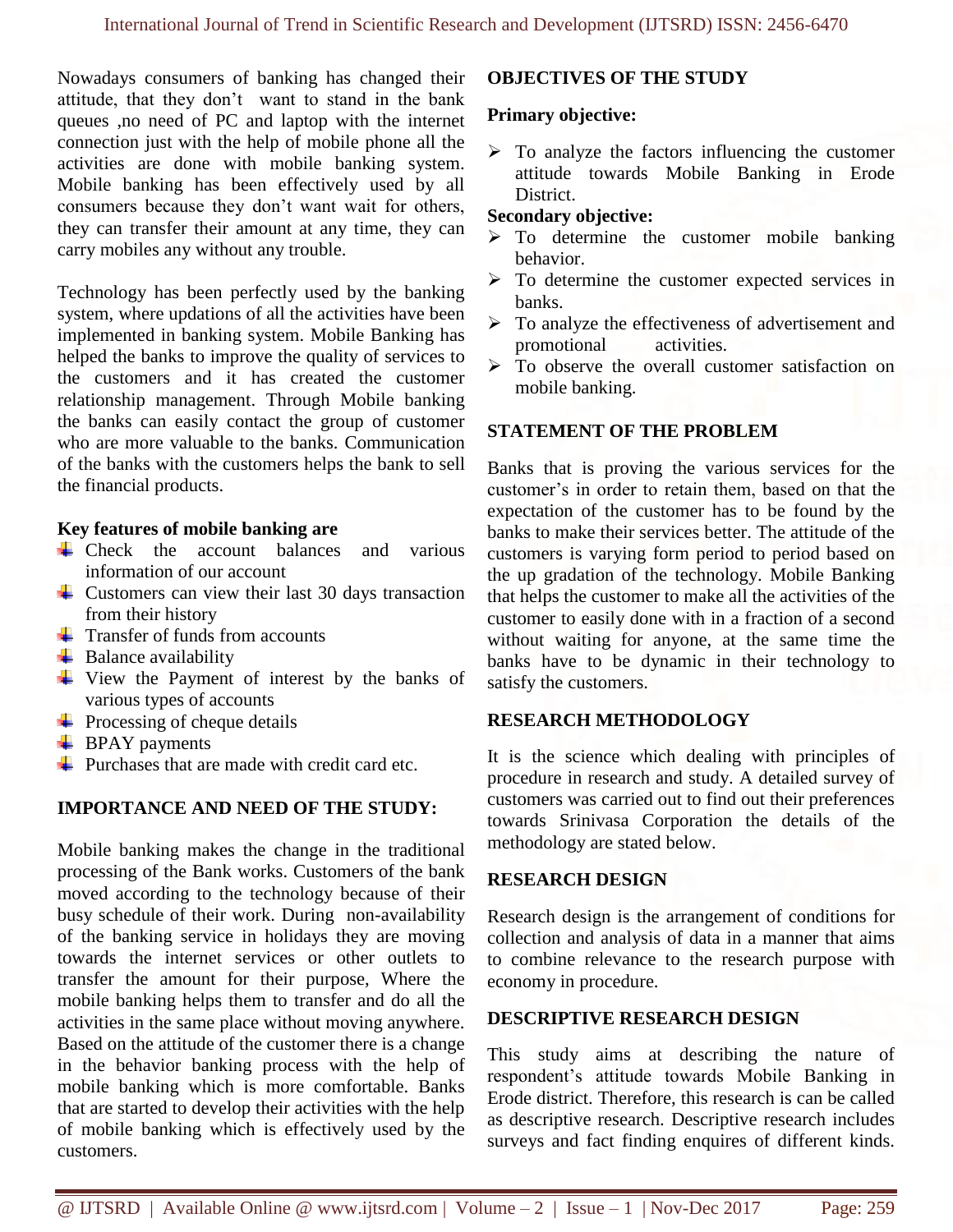Nowadays consumers of banking has changed their attitude, that they don't want to stand in the bank queues ,no need of PC and laptop with the internet connection just with the help of mobile phone all the activities are done with mobile banking system. Mobile banking has been effectively used by all consumers because they don't want wait for others, they can transfer their amount at any time, they can carry mobiles any without any trouble.

Technology has been perfectly used by the banking system, where updations of all the activities have been implemented in banking system. Mobile Banking has helped the banks to improve the quality of services to the customers and it has created the customer relationship management. Through Mobile banking the banks can easily contact the group of customer who are more valuable to the banks. Communication of the banks with the customers helps the bank to sell the financial products.

**Key features of mobile banking are**

- Check the account balances and various information of our account
- Customers can view their last 30 days transaction from their history
- Transfer of funds from accounts
- Balance availability
- View the Payment of interest by the banks of various types of accounts
- Processing of cheque details
- BPAY payments
- Purchases that are made with credit card etc.

## IMPORTANCE AND NEED OF THE STUDY:

Mobile banking makes the change in the traditional processing of the Bank works. Customers of the bank moved according to the technology because of their busy schedule of their work. During non-availability of the banking service in holidays they are moving towards the internet services or other outlets to transfer the amount for their purpose, Where the mobile banking helps them to transfer and do all the activities in the same place without moving anywhere. Based on the attitude of the customer there is a change in the behavior banking process with the help of mobile banking which is more comfortable. Banks that are started to develop their activities with the help of mobile banking which is effectively used by the customers.

## OBJECTIVES OF THE STUDY

**Primary objective:**

- To analyze the factors influencing the customer attitude towards Mobile Banking in Erode District.

**Secondary objective:**

- To determine the customer mobile banking behavior.
- To determine the customer expected services in banks.
- To analyze the effectiveness of advertisement and promotional activities.
- To observe the overall customer satisfaction on mobile banking.

## STATEMENT OF THE PROBLEM

Banks that is proving the various services for the customer's in order to retain them, based on that the expectation of the customer has to be found by the banks to make their services better. The attitude of the customers is varying form period to period based on the up gradation of the technology. Mobile Banking that helps the customer to make all the activities of the customer to easily done with in a fraction of a second without waiting for anyone, at the same time the banks have to be dynamic in their technology to satisfy the customers.

## RESEARCH METHODOLOGY

It is the science which dealing with principles of procedure in research and study. A detailed survey of customers was carried out to find out their preferences towards Srinivasa Corporation the details of the methodology are stated below.

## RESEARCH DESIGN

Research design is the arrangement of conditions for collection and analysis of data in a manner that aims to combine relevance to the research purpose with economy in procedure.

## DESCRIPTIVE RESEARCH DESIGN

This study aims at describing the nature of respondent's attitude towards Mobile Banking in Erode district. Therefore, this research is can be called as descriptive research. Descriptive research includes surveys and fact finding enquires of different kinds.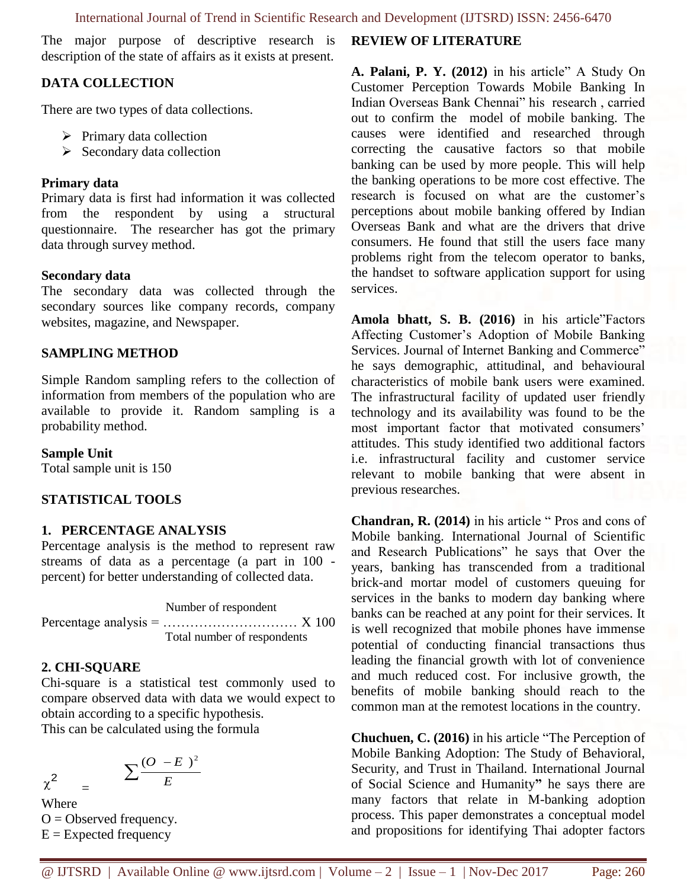The major purpose of descriptive research is description of the state of affairs as it exists at present.

## DATA COLLECTION

There are two types of data collections.

- Primary data collection
- Secondary data collection

**Primary data**

Primary data is first had information it was collected from the respondent by using a structural questionnaire. The researcher has got the primary data through survey method.

**Secondary data**

The secondary data was collected through the secondary sources like company records, company websites, magazine, and Newspaper.

## SAMPLING METHOD

Simple Random sampling refers to the collection of information from members of the population who are available to provide it. Random sampling is a probability method.

**Sample Unit**

Total sample unit is 150

## STATISTICAL TOOLS

### 1. PERCENTAGE ANALYSIS

Percentage analysis is the method to represent raw streams of data as a percentage (a part in 100 - percent) for better understanding of collected data.

$$\text{Percentage analysis} = \frac{\text{Number of respondent}}{\text{Total number of respondents}} \times 100$$

### 2. CHI-SQUARE

Chi-square is a statistical test commonly used to compare observed data with data we would expect to obtain according to a specific hypothesis.

This can be calculated using the formula

$$\chi^2 = \sum \frac{(O - E)^2}{E}$$

Where

O = Observed frequency.

E = Expected frequency

## REVIEW OF LITERATURE

**A. Palani, P. Y. (2012)** in his article" A Study On Customer Perception Towards Mobile Banking In Indian Overseas Bank Chennai" his research , carried out to confirm the model of mobile banking. The causes were identified and researched through correcting the causative factors so that mobile banking can be used by more people. This will help the banking operations to be more cost effective. The research is focused on what are the customer's perceptions about mobile banking offered by Indian Overseas Bank and what are the drivers that drive consumers. He found that still the users face many problems right from the telecom operator to banks, the handset to software application support for using services.

**Amola bhatt, S. B. (2016)** in his article"Factors Affecting Customer's Adoption of Mobile Banking Services. Journal of Internet Banking and Commerce" he says demographic, attitudinal, and behavioural characteristics of mobile bank users were examined. The infrastructural facility of updated user friendly technology and its availability was found to be the most important factor that motivated consumers' attitudes. This study identified two additional factors i.e. infrastructural facility and customer service relevant to mobile banking that were absent in previous researches.

**Chandran, R. (2014)** in his article " Pros and cons of Mobile banking. International Journal of Scientific and Research Publications" he says that Over the years, banking has transcended from a traditional brick-and mortar model of customers queuing for services in the banks to modern day banking where banks can be reached at any point for their services. It is well recognized that mobile phones have immense potential of conducting financial transactions thus leading the financial growth with lot of convenience and much reduced cost. For inclusive growth, the benefits of mobile banking should reach to the common man at the remotest locations in the country.

**Chuchuen, C. (2016)** in his article "The Perception of Mobile Banking Adoption: The Study of Behavioral, Security, and Trust in Thailand. International Journal of Social Science and Humanity**"** he says there are many factors that relate in M-banking adoption process. This paper demonstrates a conceptual model and propositions for identifying Thai adopter factors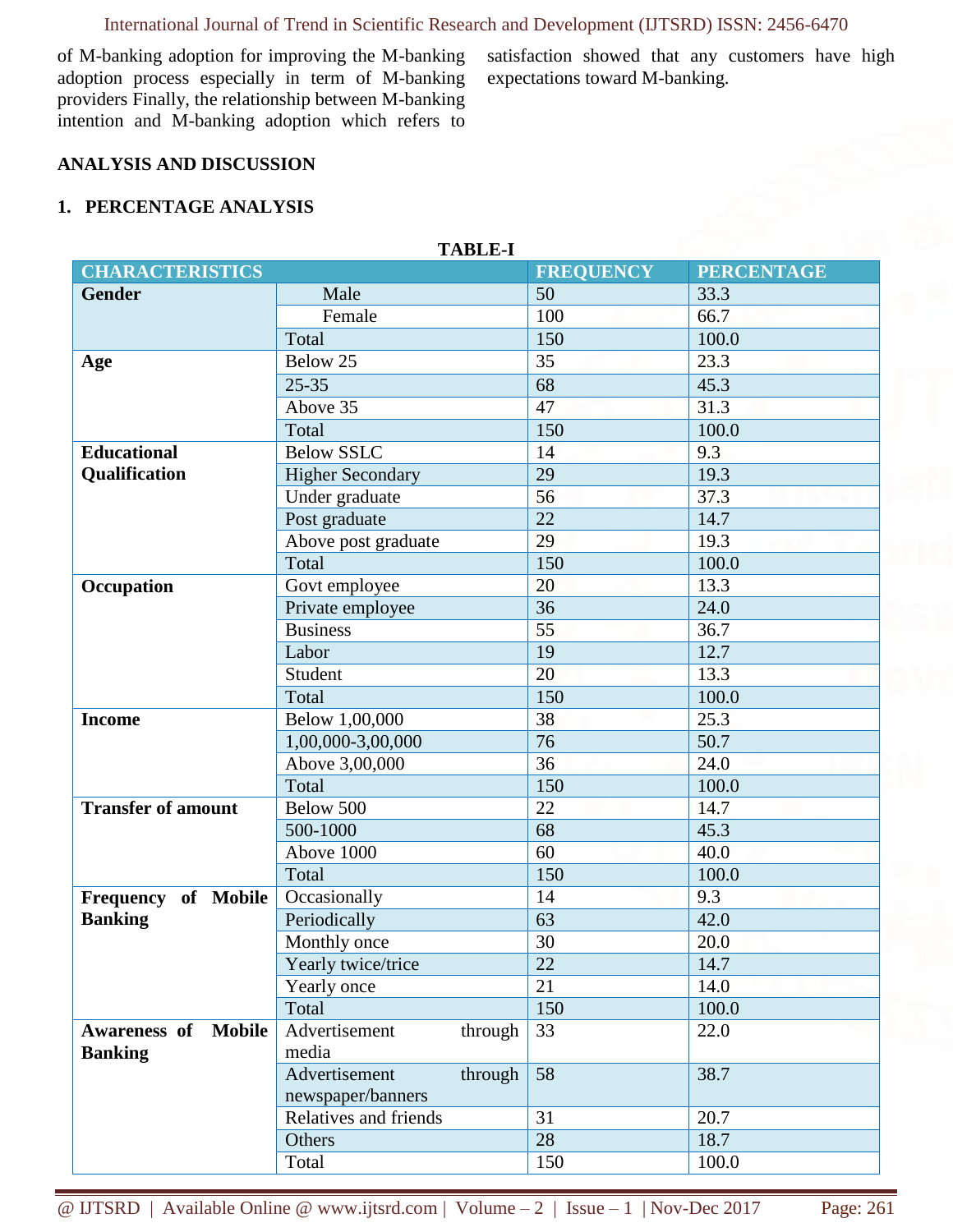of M-banking adoption for improving the M-banking adoption process especially in term of M-banking providers Finally, the relationship between M-banking intention and M-banking adoption which refers to satisfaction showed that any customers have high expectations toward M-banking.

## ANALYSIS AND DISCUSSION

### 1. PERCENTAGE ANALYSIS

**TABLE-I**

| CHARACTERISTICS | | FREQUENCY | PERCENTAGE |
|---|---|---|---|
| **Gender** | Male | 50 | 33.3 |
| | Female | 100 | 66.7 |
| | Total | 150 | 100.0 |
| **Age** | Below 25 | 35 | 23.3 |
| | 25-35 | 68 | 45.3 |
| | Above 35 | 47 | 31.3 |
| | Total | 150 | 100.0 |
| **Educational Qualification** | Below SSLC | 14 | 9.3 |
| | Higher Secondary | 29 | 19.3 |
| | Under graduate | 56 | 37.3 |
| | Post graduate | 22 | 14.7 |
| | Above post graduate | 29 | 19.3 |
| | Total | 150 | 100.0 |
| **Occupation** | Govt employee | 20 | 13.3 |
| | Private employee | 36 | 24.0 |
| | Business | 55 | 36.7 |
| | Labor | 19 | 12.7 |
| | Student | 20 | 13.3 |
| | Total | 150 | 100.0 |
| **Income** | Below 1,00,000 | 38 | 25.3 |
| | 1,00,000-3,00,000 | 76 | 50.7 |
| | Above 3,00,000 | 36 | 24.0 |
| | Total | 150 | 100.0 |
| **Transfer of amount** | Below 500 | 22 | 14.7 |
| | 500-1000 | 68 | 45.3 |
| | Above 1000 | 60 | 40.0 |
| | Total | 150 | 100.0 |
| **Frequency of Mobile Banking** | Occasionally | 14 | 9.3 |
| | Periodically | 63 | 42.0 |
| | Monthly once | 30 | 20.0 |
| | Yearly twice/trice | 22 | 14.7 |
| | Yearly once | 21 | 14.0 |
| | Total | 150 | 100.0 |
| **Awareness of Mobile Banking** | Advertisement through media | 33 | 22.0 |
| | Advertisement through newspaper/banners | 58 | 38.7 |
| | Relatives and friends | 31 | 20.7 |
| | Others | 28 | 18.7 |
| | Total | 150 | 100.0 |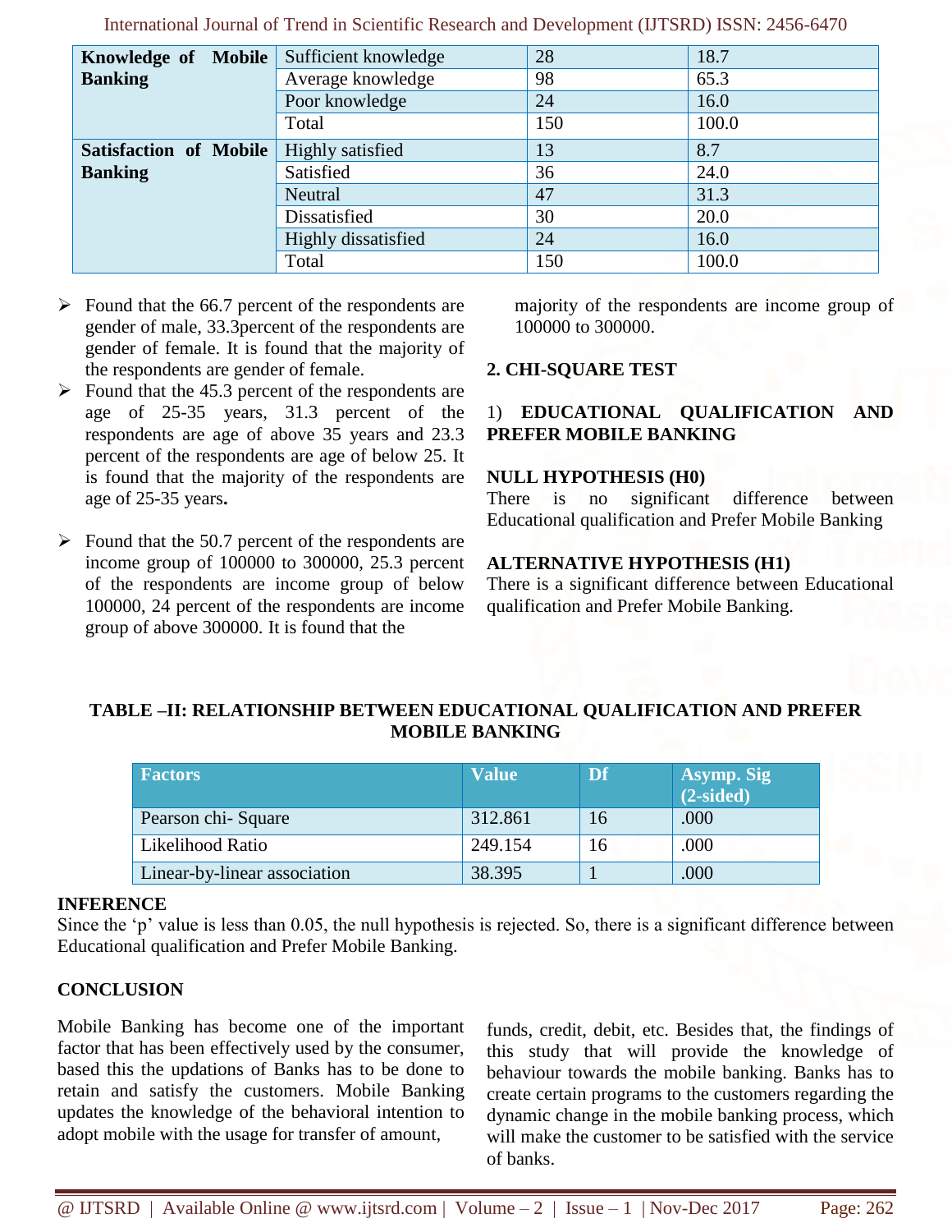| Knowledge of Mobile Banking | Sufficient knowledge | 28 | 18.7 |
|---|---|---|---|
| | Average knowledge | 98 | 65.3 |
| | Poor knowledge | 24 | 16.0 |
| | Total | 150 | 100.0 |
| **Satisfaction of Mobile Banking** | Highly satisfied | 13 | 8.7 |
| | Satisfied | 36 | 24.0 |
| | Neutral | 47 | 31.3 |
| | Dissatisfied | 30 | 20.0 |
| | Highly dissatisfied | 24 | 16.0 |
| | Total | 150 | 100.0 |

- Found that the 66.7 percent of the respondents are gender of male, 33.3percent of the respondents are gender of female. It is found that the majority of the respondents are gender of female.
- Found that the 45.3 percent of the respondents are age of 25-35 years, 31.3 percent of the respondents are age of above 35 years and 23.3 percent of the respondents are age of below 25. It is found that the majority of the respondents are age of 25-35 years**.**
- Found that the 50.7 percent of the respondents are income group of 100000 to 300000, 25.3 percent of the respondents are income group of below 100000, 24 percent of the respondents are income group of above 300000. It is found that the majority of the respondents are income group of 100000 to 300000.

## 2. CHI-SQUARE TEST

### 1) EDUCATIONAL QUALIFICATION AND PREFER MOBILE BANKING

**NULL HYPOTHESIS (H0)**

There is no significant difference between Educational qualification and Prefer Mobile Banking

**ALTERNATIVE HYPOTHESIS (H1)**

There is a significant difference between Educational qualification and Prefer Mobile Banking.

**TABLE –II: RELATIONSHIP BETWEEN EDUCATIONAL QUALIFICATION AND PREFER MOBILE BANKING**

| Factors | Value | Df | Asymp. Sig (2-sided) |
|---|---|---|---|
| Pearson chi- Square | 312.861 | 16 | .000 |
| Likelihood Ratio | 249.154 | 16 | .000 |
| Linear-by-linear association | 38.395 | 1 | .000 |

**INFERENCE**

Since the 'p' value is less than 0.05, the null hypothesis is rejected. So, there is a significant difference between Educational qualification and Prefer Mobile Banking.

## CONCLUSION

Mobile Banking has become one of the important factor that has been effectively used by the consumer, based this the updations of Banks has to be done to retain and satisfy the customers. Mobile Banking updates the knowledge of the behavioral intention to adopt mobile with the usage for transfer of amount, funds, credit, debit, etc. Besides that, the findings of this study that will provide the knowledge of behaviour towards the mobile banking. Banks has to create certain programs to the customers regarding the dynamic change in the mobile banking process, which will make the customer to be satisfied with the service of banks.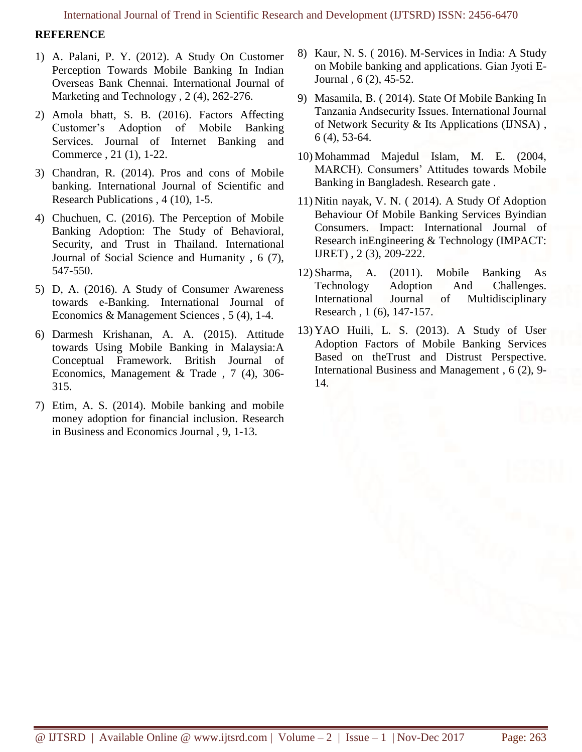## REFERENCE

1) A. Palani, P. Y. (2012). A Study On Customer Perception Towards Mobile Banking In Indian Overseas Bank Chennai. International Journal of Marketing and Technology , 2 (4), 262-276.
2) Amola bhatt, S. B. (2016). Factors Affecting Customer's Adoption of Mobile Banking Services. Journal of Internet Banking and Commerce , 21 (1), 1-22.
3) Chandran, R. (2014). Pros and cons of Mobile banking. International Journal of Scientific and Research Publications , 4 (10), 1-5.
4) Chuchuen, C. (2016). The Perception of Mobile Banking Adoption: The Study of Behavioral, Security, and Trust in Thailand. International Journal of Social Science and Humanity , 6 (7), 547-550.
5) D, A. (2016). A Study of Consumer Awareness towards e-Banking. International Journal of Economics & Management Sciences , 5 (4), 1-4.
6) Darmesh Krishanan, A. A. (2015). Attitude towards Using Mobile Banking in Malaysia:A Conceptual Framework. British Journal of Economics, Management & Trade , 7 (4), 306-315.
7) Etim, A. S. (2014). Mobile banking and mobile money adoption for financial inclusion. Research in Business and Economics Journal , 9, 1-13.
8) Kaur, N. S. ( 2016). M-Services in India: A Study on Mobile banking and applications. Gian Jyoti E-Journal , 6 (2), 45-52.
9) Masamila, B. ( 2014). State Of Mobile Banking In Tanzania Andsecurity Issues. International Journal of Network Security & Its Applications (IJNSA) , 6 (4), 53-64.
10) Mohammad Majedul Islam, M. E. (2004, MARCH). Consumers' Attitudes towards Mobile Banking in Bangladesh. Research gate .
11) Nitin nayak, V. N. ( 2014). A Study Of Adoption Behaviour Of Mobile Banking Services Byindian Consumers. Impact: International Journal of Research inEngineering & Technology (IMPACT: IJRET) , 2 (3), 209-222.
12) Sharma, A. (2011). Mobile Banking As Technology Adoption And Challenges. International Journal of Multidisciplinary Research , 1 (6), 147-157.
13) YAO Huili, L. S. (2013). A Study of User Adoption Factors of Mobile Banking Services Based on theTrust and Distrust Perspective. International Business and Management , 6 (2), 9-14.